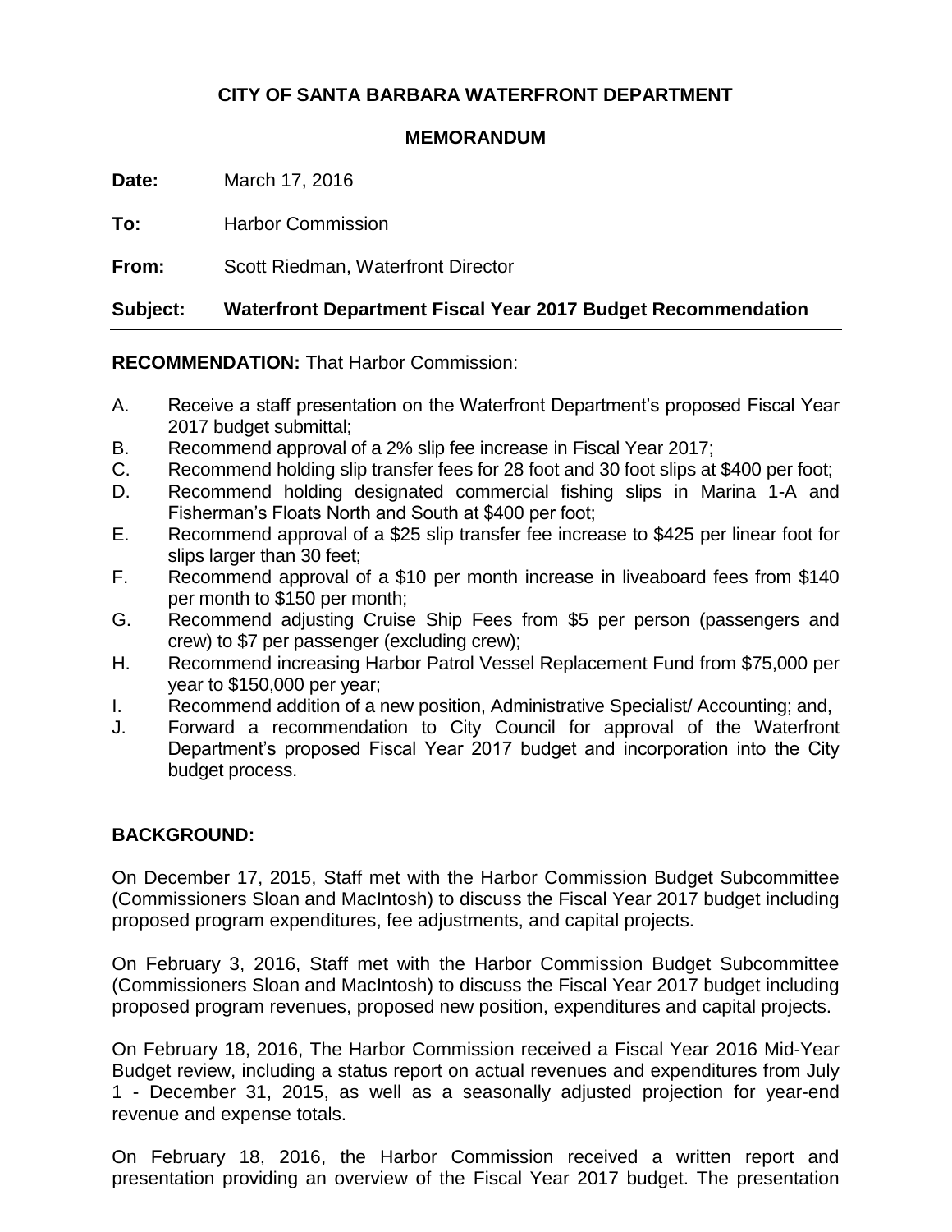**CITY OF SANTA BARBARA WATERFRONT DEPARTMENT**

**MEMORANDUM**

**Date:** March 17, 2016

**To:** Harbor Commission

**From:** Scott Riedman, Waterfront Director

**Subject: Waterfront Department Fiscal Year 2017 Budget Recommendation**

---

**RECOMMENDATION:** That Harbor Commission:

A. Receive a staff presentation on the Waterfront Department's proposed Fiscal Year 2017 budget submittal;
B. Recommend approval of a 2% slip fee increase in Fiscal Year 2017;
C. Recommend holding slip transfer fees for 28 foot and 30 foot slips at $400 per foot;
D. Recommend holding designated commercial fishing slips in Marina 1-A and Fisherman's Floats North and South at $400 per foot;
E. Recommend approval of a $25 slip transfer fee increase to $425 per linear foot for slips larger than 30 feet;
F. Recommend approval of a $10 per month increase in liveaboard fees from $140 per month to $150 per month;
G. Recommend adjusting Cruise Ship Fees from $5 per person (passengers and crew) to $7 per passenger (excluding crew);
H. Recommend increasing Harbor Patrol Vessel Replacement Fund from $75,000 per year to $150,000 per year;
I. Recommend addition of a new position, Administrative Specialist/ Accounting; and,
J. Forward a recommendation to City Council for approval of the Waterfront Department's proposed Fiscal Year 2017 budget and incorporation into the City budget process.

**BACKGROUND:**

On December 17, 2015, Staff met with the Harbor Commission Budget Subcommittee (Commissioners Sloan and MacIntosh) to discuss the Fiscal Year 2017 budget including proposed program expenditures, fee adjustments, and capital projects.

On February 3, 2016, Staff met with the Harbor Commission Budget Subcommittee (Commissioners Sloan and MacIntosh) to discuss the Fiscal Year 2017 budget including proposed program revenues, proposed new position, expenditures and capital projects.

On February 18, 2016, The Harbor Commission received a Fiscal Year 2016 Mid-Year Budget review, including a status report on actual revenues and expenditures from July 1 - December 31, 2015, as well as a seasonally adjusted projection for year-end revenue and expense totals.

On February 18, 2016, the Harbor Commission received a written report and presentation providing an overview of the Fiscal Year 2017 budget. The presentation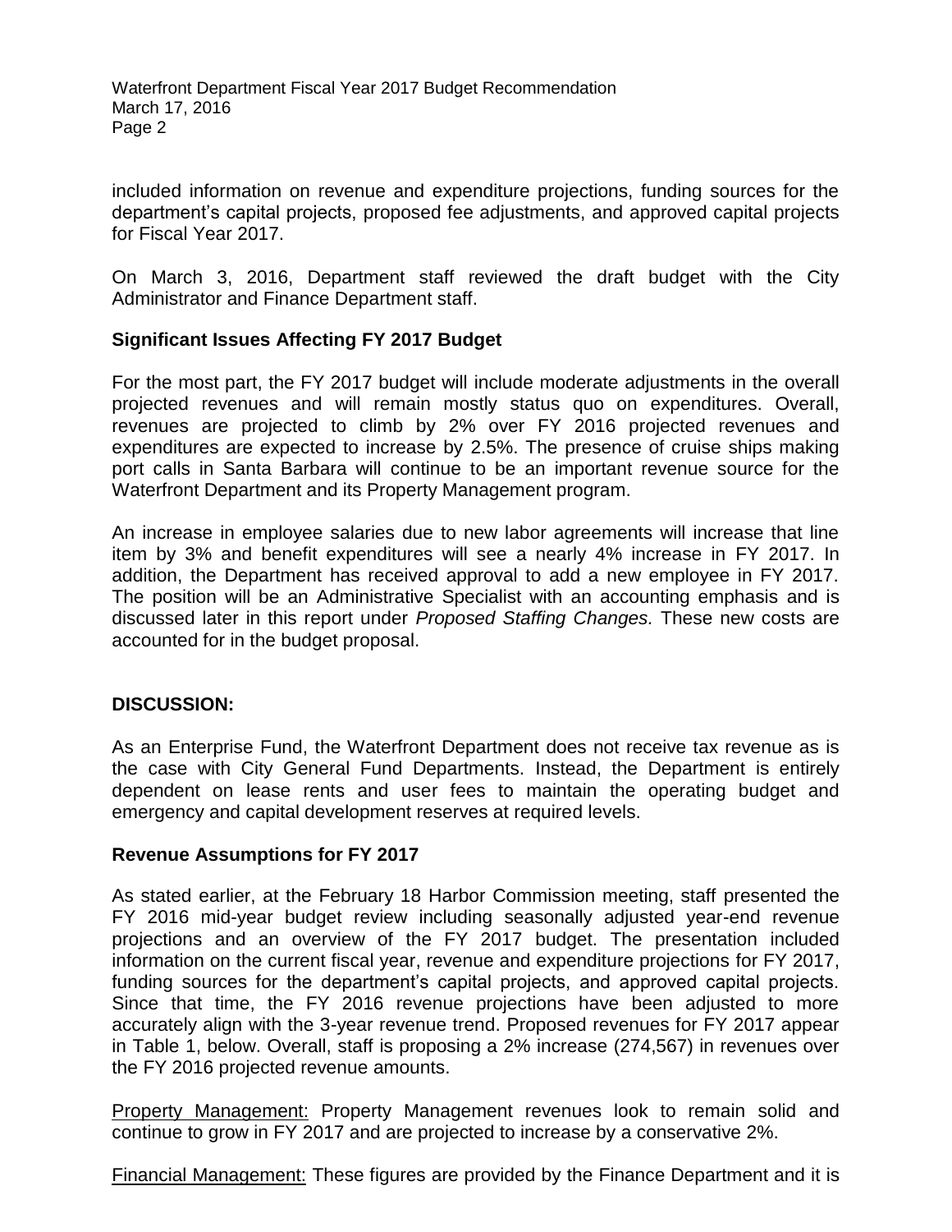included information on revenue and expenditure projections, funding sources for the department's capital projects, proposed fee adjustments, and approved capital projects for Fiscal Year 2017.

On March 3, 2016, Department staff reviewed the draft budget with the City Administrator and Finance Department staff.

### Significant Issues Affecting FY 2017 Budget

For the most part, the FY 2017 budget will include moderate adjustments in the overall projected revenues and will remain mostly status quo on expenditures. Overall, revenues are projected to climb by 2% over FY 2016 projected revenues and expenditures are expected to increase by 2.5%. The presence of cruise ships making port calls in Santa Barbara will continue to be an important revenue source for the Waterfront Department and its Property Management program.

An increase in employee salaries due to new labor agreements will increase that line item by 3% and benefit expenditures will see a nearly 4% increase in FY 2017. In addition, the Department has received approval to add a new employee in FY 2017. The position will be an Administrative Specialist with an accounting emphasis and is discussed later in this report under *Proposed Staffing Changes.* These new costs are accounted for in the budget proposal.

## DISCUSSION:

As an Enterprise Fund, the Waterfront Department does not receive tax revenue as is the case with City General Fund Departments. Instead, the Department is entirely dependent on lease rents and user fees to maintain the operating budget and emergency and capital development reserves at required levels.

### Revenue Assumptions for FY 2017

As stated earlier, at the February 18 Harbor Commission meeting, staff presented the FY 2016 mid-year budget review including seasonally adjusted year-end revenue projections and an overview of the FY 2017 budget. The presentation included information on the current fiscal year, revenue and expenditure projections for FY 2017, funding sources for the department's capital projects, and approved capital projects. Since that time, the FY 2016 revenue projections have been adjusted to more accurately align with the 3-year revenue trend. Proposed revenues for FY 2017 appear in Table 1, below. Overall, staff is proposing a 2% increase (274,567) in revenues over the FY 2016 projected revenue amounts.

<u>Property Management:</u> Property Management revenues look to remain solid and continue to grow in FY 2017 and are projected to increase by a conservative 2%.

<u>Financial Management:</u> These figures are provided by the Finance Department and it is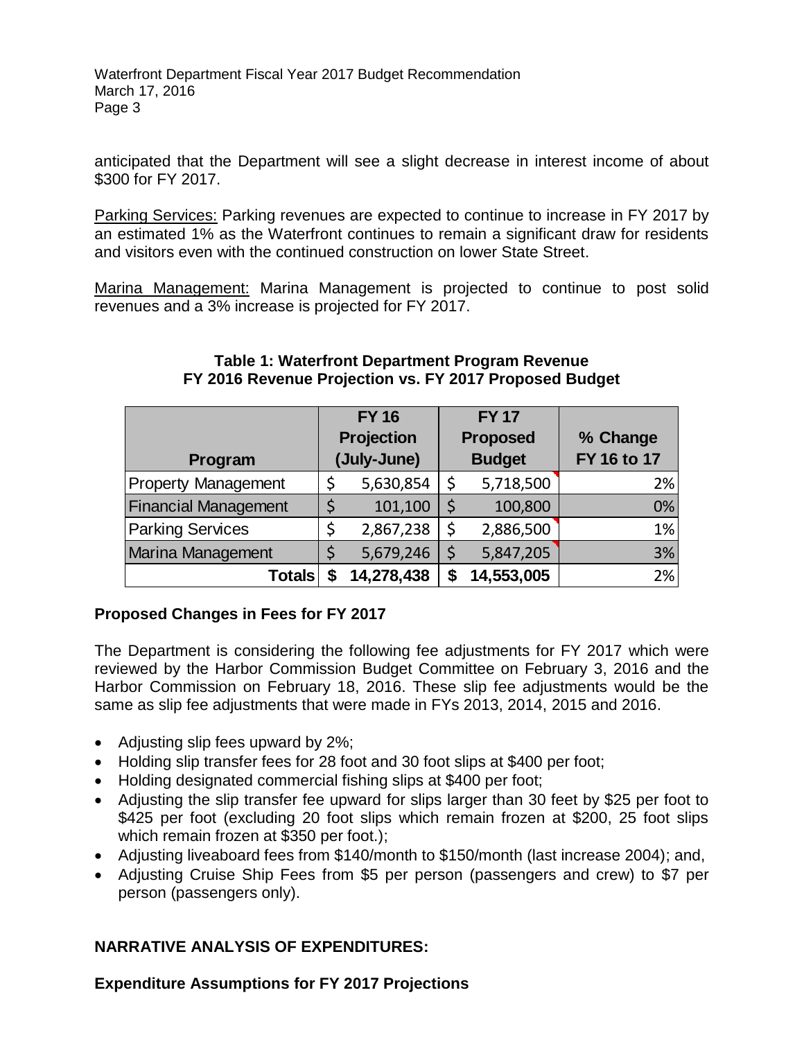anticipated that the Department will see a slight decrease in interest income of about $300 for FY 2017.

Parking Services: Parking revenues are expected to continue to increase in FY 2017 by an estimated 1% as the Waterfront continues to remain a significant draw for residents and visitors even with the continued construction on lower State Street.

Marina Management: Marina Management is projected to continue to post solid revenues and a 3% increase is projected for FY 2017.

**Table 1: Waterfront Department Program Revenue**
**FY 2016 Revenue Projection vs. FY 2017 Proposed Budget**

| Program | FY 16 Projection (July-June) | FY 17 Proposed Budget | % Change FY 16 to 17 |
|---|---|---|---|
| Property Management | $ 5,630,854 | $ 5,718,500 | 2% |
| Financial Management | $ 101,100 | $ 100,800 | 0% |
| Parking Services | $ 2,867,238 | $ 2,886,500 | 1% |
| Marina Management | $ 5,679,246 | $ 5,847,205 | 3% |
| **Totals** | **$ 14,278,438** | **$ 14,553,005** | 2% |

**Proposed Changes in Fees for FY 2017**

The Department is considering the following fee adjustments for FY 2017 which were reviewed by the Harbor Commission Budget Committee on February 3, 2016 and the Harbor Commission on February 18, 2016. These slip fee adjustments would be the same as slip fee adjustments that were made in FYs 2013, 2014, 2015 and 2016.

- Adjusting slip fees upward by 2%;
- Holding slip transfer fees for 28 foot and 30 foot slips at $400 per foot;
- Holding designated commercial fishing slips at $400 per foot;
- Adjusting the slip transfer fee upward for slips larger than 30 feet by $25 per foot to $425 per foot (excluding 20 foot slips which remain frozen at $200, 25 foot slips which remain frozen at $350 per foot.);
- Adjusting liveaboard fees from $140/month to $150/month (last increase 2004); and,
- Adjusting Cruise Ship Fees from $5 per person (passengers and crew) to $7 per person (passengers only).

**NARRATIVE ANALYSIS OF EXPENDITURES:**

**Expenditure Assumptions for FY 2017 Projections**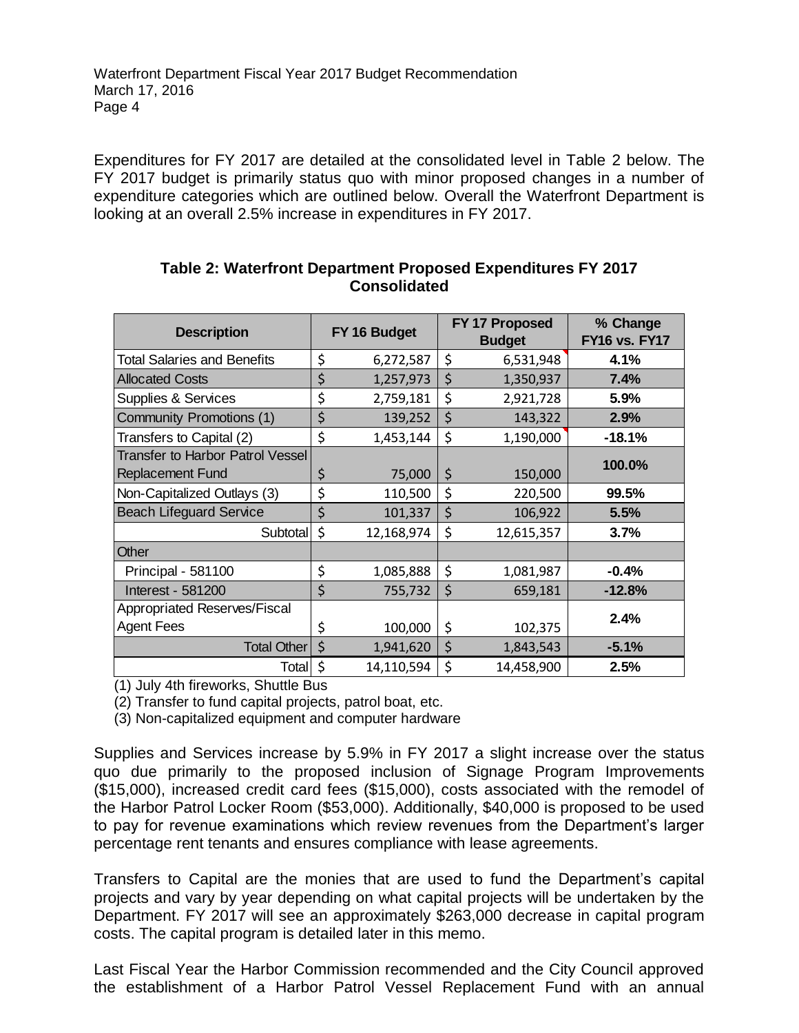Expenditures for FY 2017 are detailed at the consolidated level in Table 2 below. The FY 2017 budget is primarily status quo with minor proposed changes in a number of expenditure categories which are outlined below. Overall the Waterfront Department is looking at an overall 2.5% increase in expenditures in FY 2017.

**Table 2: Waterfront Department Proposed Expenditures FY 2017 Consolidated**

| Description | FY 16 Budget | FY 17 Proposed Budget | % Change FY16 vs. FY17 |
|---|---|---|---|
| Total Salaries and Benefits | $ 6,272,587 | $ 6,531,948 | **4.1%** |
| Allocated Costs | $ 1,257,973 | $ 1,350,937 | **7.4%** |
| Supplies & Services | $ 2,759,181 | $ 2,921,728 | **5.9%** |
| Community Promotions (1) | $ 139,252 | $ 143,322 | **2.9%** |
| Transfers to Capital (2) | $ 1,453,144 | $ 1,190,000 | **-18.1%** |
| Transfer to Harbor Patrol Vessel Replacement Fund | $ 75,000 | $ 150,000 | **100.0%** |
| Non-Capitalized Outlays (3) | $ 110,500 | $ 220,500 | **99.5%** |
| Beach Lifeguard Service | $ 101,337 | $ 106,922 | **5.5%** |
| Subtotal | $ 12,168,974 | $ 12,615,357 | **3.7%** |
| Other | | | |
| Principal - 581100 | $ 1,085,888 | $ 1,081,987 | **-0.4%** |
| Interest - 581200 | $ 755,732 | $ 659,181 | **-12.8%** |
| Appropriated Reserves/Fiscal Agent Fees | $ 100,000 | $ 102,375 | **2.4%** |
| Total Other | $ 1,941,620 | $ 1,843,543 | **-5.1%** |
| Total | $ 14,110,594 | $ 14,458,900 | **2.5%** |

(1) July 4th fireworks, Shuttle Bus

(2) Transfer to fund capital projects, patrol boat, etc.

(3) Non-capitalized equipment and computer hardware

Supplies and Services increase by 5.9% in FY 2017 a slight increase over the status quo due primarily to the proposed inclusion of Signage Program Improvements ($15,000), increased credit card fees ($15,000), costs associated with the remodel of the Harbor Patrol Locker Room ($53,000). Additionally, $40,000 is proposed to be used to pay for revenue examinations which review revenues from the Department's larger percentage rent tenants and ensures compliance with lease agreements.

Transfers to Capital are the monies that are used to fund the Department's capital projects and vary by year depending on what capital projects will be undertaken by the Department. FY 2017 will see an approximately $263,000 decrease in capital program costs. The capital program is detailed later in this memo.

Last Fiscal Year the Harbor Commission recommended and the City Council approved the establishment of a Harbor Patrol Vessel Replacement Fund with an annual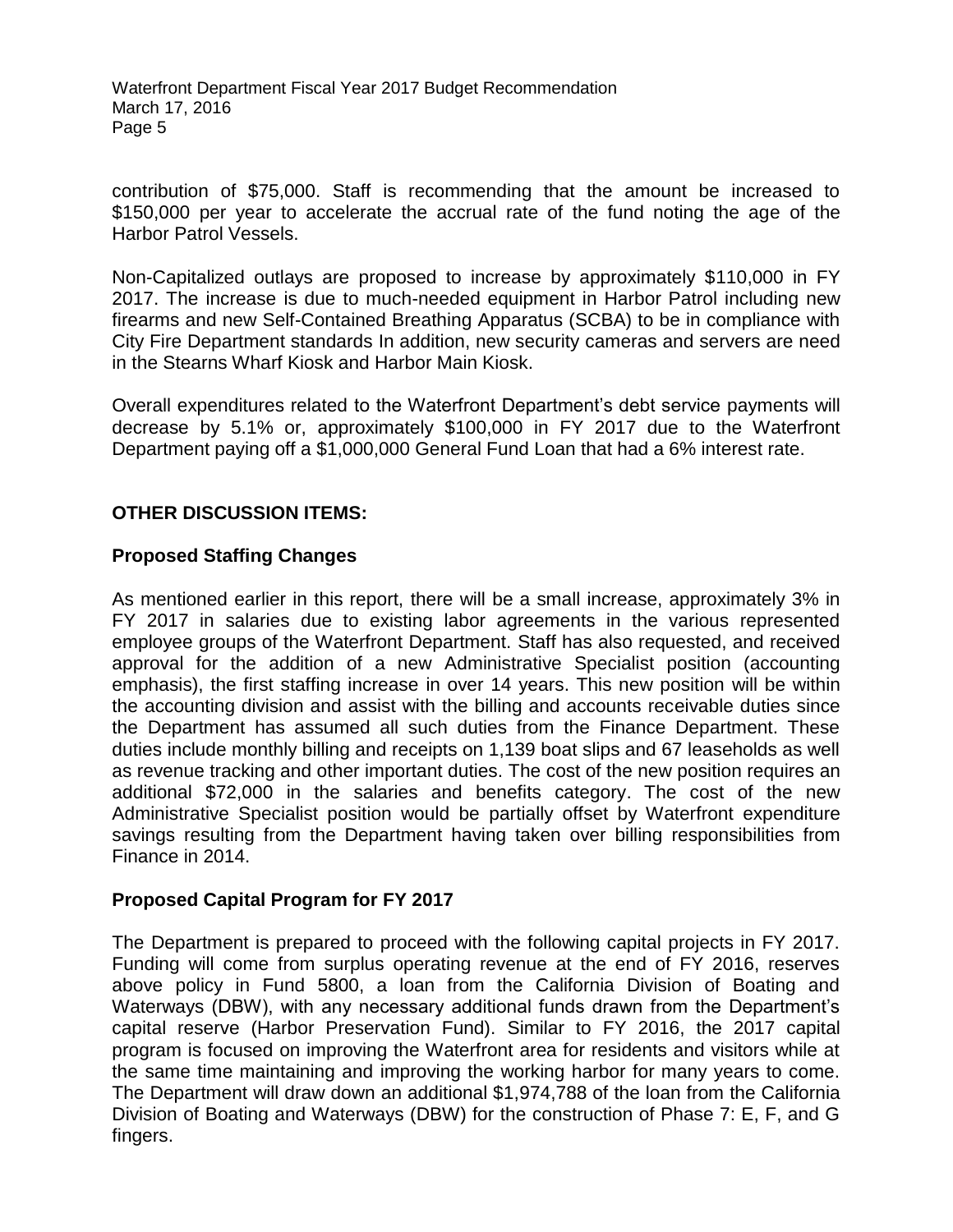contribution of $75,000. Staff is recommending that the amount be increased to $150,000 per year to accelerate the accrual rate of the fund noting the age of the Harbor Patrol Vessels.

Non-Capitalized outlays are proposed to increase by approximately $110,000 in FY 2017. The increase is due to much-needed equipment in Harbor Patrol including new firearms and new Self-Contained Breathing Apparatus (SCBA) to be in compliance with City Fire Department standards In addition, new security cameras and servers are need in the Stearns Wharf Kiosk and Harbor Main Kiosk.

Overall expenditures related to the Waterfront Department's debt service payments will decrease by 5.1% or, approximately $100,000 in FY 2017 due to the Waterfront Department paying off a $1,000,000 General Fund Loan that had a 6% interest rate.

## OTHER DISCUSSION ITEMS:

### Proposed Staffing Changes

As mentioned earlier in this report, there will be a small increase, approximately 3% in FY 2017 in salaries due to existing labor agreements in the various represented employee groups of the Waterfront Department. Staff has also requested, and received approval for the addition of a new Administrative Specialist position (accounting emphasis), the first staffing increase in over 14 years. This new position will be within the accounting division and assist with the billing and accounts receivable duties since the Department has assumed all such duties from the Finance Department. These duties include monthly billing and receipts on 1,139 boat slips and 67 leaseholds as well as revenue tracking and other important duties. The cost of the new position requires an additional $72,000 in the salaries and benefits category. The cost of the new Administrative Specialist position would be partially offset by Waterfront expenditure savings resulting from the Department having taken over billing responsibilities from Finance in 2014.

### Proposed Capital Program for FY 2017

The Department is prepared to proceed with the following capital projects in FY 2017. Funding will come from surplus operating revenue at the end of FY 2016, reserves above policy in Fund 5800, a loan from the California Division of Boating and Waterways (DBW), with any necessary additional funds drawn from the Department's capital reserve (Harbor Preservation Fund). Similar to FY 2016, the 2017 capital program is focused on improving the Waterfront area for residents and visitors while at the same time maintaining and improving the working harbor for many years to come. The Department will draw down an additional $1,974,788 of the loan from the California Division of Boating and Waterways (DBW) for the construction of Phase 7: E, F, and G fingers.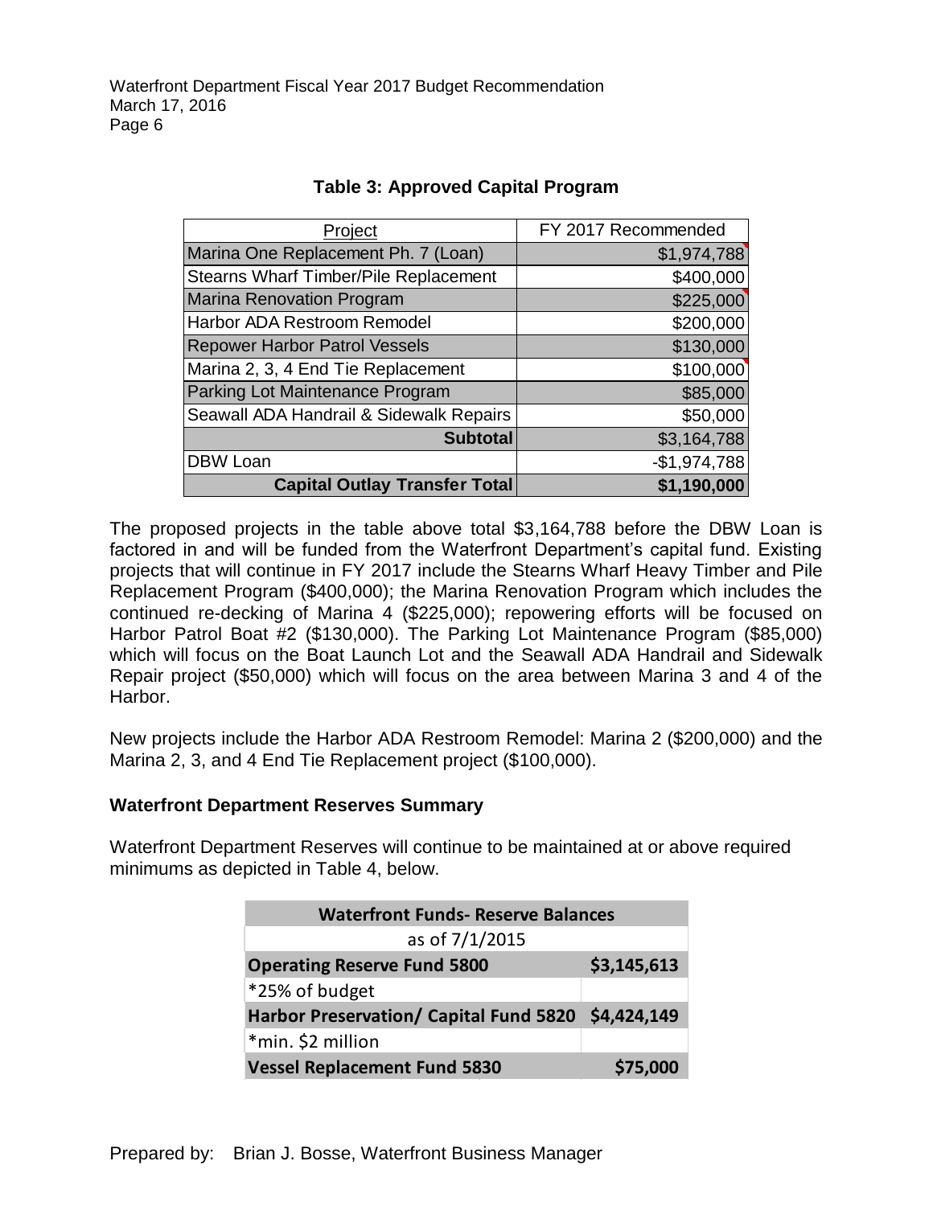### Table 3: Approved Capital Program

| Project | FY 2017 Recommended |
|---|---|
| Marina One Replacement Ph. 7 (Loan) | $1,974,788 |
| Stearns Wharf Timber/Pile Replacement | $400,000 |
| Marina Renovation Program | $225,000 |
| Harbor ADA Restroom Remodel | $200,000 |
| Repower Harbor Patrol Vessels | $130,000 |
| Marina 2, 3, 4 End Tie Replacement | $100,000 |
| Parking Lot Maintenance Program | $85,000 |
| Seawall ADA Handrail & Sidewalk Repairs | $50,000 |
| **Subtotal** | $3,164,788 |
| DBW Loan | -$1,974,788 |
| **Capital Outlay Transfer Total** | **$1,190,000** |

The proposed projects in the table above total $3,164,788 before the DBW Loan is factored in and will be funded from the Waterfront Department's capital fund. Existing projects that will continue in FY 2017 include the Stearns Wharf Heavy Timber and Pile Replacement Program ($400,000); the Marina Renovation Program which includes the continued re-decking of Marina 4 ($225,000); repowering efforts will be focused on Harbor Patrol Boat #2 ($130,000). The Parking Lot Maintenance Program ($85,000) which will focus on the Boat Launch Lot and the Seawall ADA Handrail and Sidewalk Repair project ($50,000) which will focus on the area between Marina 3 and 4 of the Harbor.

New projects include the Harbor ADA Restroom Remodel: Marina 2 ($200,000) and the Marina 2, 3, and 4 End Tie Replacement project ($100,000).

**Waterfront Department Reserves Summary**

Waterfront Department Reserves will continue to be maintained at or above required minimums as depicted in Table 4, below.

| Waterfront Funds- Reserve Balances | |
|---|---|
| as of 7/1/2015 | |
| **Operating Reserve Fund 5800** | **$3,145,613** |
| *25% of budget | |
| **Harbor Preservation/ Capital Fund 5820** | **$4,424,149** |
| *min. $2 million | |
| **Vessel Replacement Fund 5830** | **$75,000** |

Prepared by: Brian J. Bosse, Waterfront Business Manager